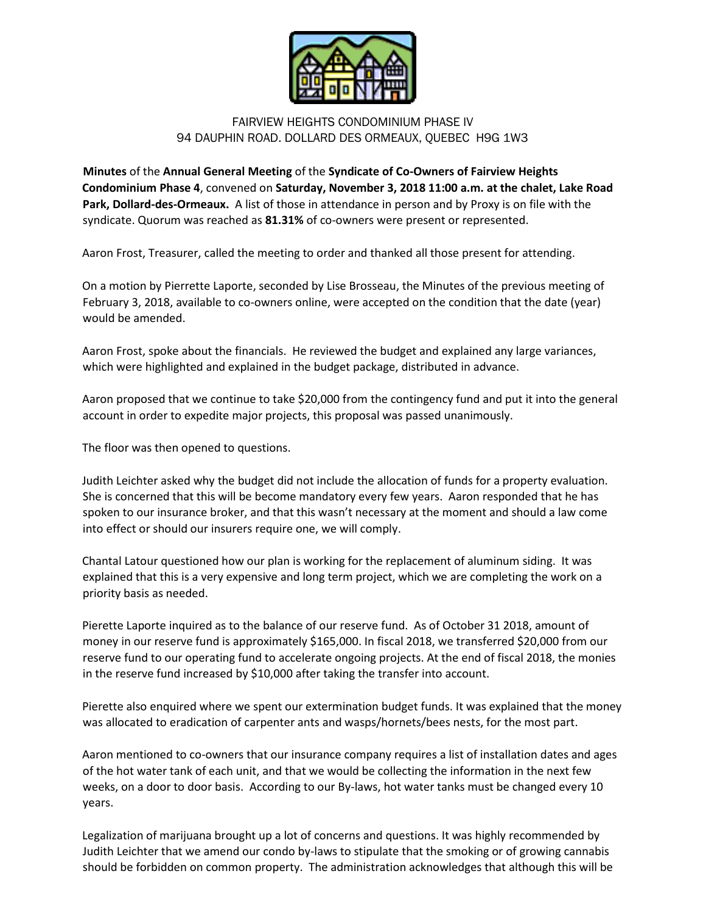FAIRVIEW HEIGHTS CONDOMINIUM PHASE IV
94 DAUPHIN ROAD. DOLLARD DES ORMEAUX, QUEBEC H9G 1W3

**Minutes** of the **Annual General Meeting** of the **Syndicate of Co-Owners of Fairview Heights Condominium Phase 4**, convened on **Saturday, November 3, 2018 11:00 a.m. at the chalet, Lake Road Park, Dollard-des-Ormeaux.** A list of those in attendance in person and by Proxy is on file with the syndicate. Quorum was reached as **81.31%** of co-owners were present or represented.

Aaron Frost, Treasurer, called the meeting to order and thanked all those present for attending.

On a motion by Pierrette Laporte, seconded by Lise Brosseau, the Minutes of the previous meeting of February 3, 2018, available to co-owners online, were accepted on the condition that the date (year) would be amended.

Aaron Frost, spoke about the financials. He reviewed the budget and explained any large variances, which were highlighted and explained in the budget package, distributed in advance.

Aaron proposed that we continue to take $20,000 from the contingency fund and put it into the general account in order to expedite major projects, this proposal was passed unanimously.

The floor was then opened to questions.

Judith Leichter asked why the budget did not include the allocation of funds for a property evaluation. She is concerned that this will be become mandatory every few years. Aaron responded that he has spoken to our insurance broker, and that this wasn't necessary at the moment and should a law come into effect or should our insurers require one, we will comply.

Chantal Latour questioned how our plan is working for the replacement of aluminum siding. It was explained that this is a very expensive and long term project, which we are completing the work on a priority basis as needed.

Pierette Laporte inquired as to the balance of our reserve fund. As of October 31 2018, amount of money in our reserve fund is approximately $165,000. In fiscal 2018, we transferred $20,000 from our reserve fund to our operating fund to accelerate ongoing projects. At the end of fiscal 2018, the monies in the reserve fund increased by $10,000 after taking the transfer into account.

Pierette also enquired where we spent our extermination budget funds. It was explained that the money was allocated to eradication of carpenter ants and wasps/hornets/bees nests, for the most part.

Aaron mentioned to co-owners that our insurance company requires a list of installation dates and ages of the hot water tank of each unit, and that we would be collecting the information in the next few weeks, on a door to door basis. According to our By-laws, hot water tanks must be changed every 10 years.

Legalization of marijuana brought up a lot of concerns and questions. It was highly recommended by Judith Leichter that we amend our condo by-laws to stipulate that the smoking or of growing cannabis should be forbidden on common property. The administration acknowledges that although this will be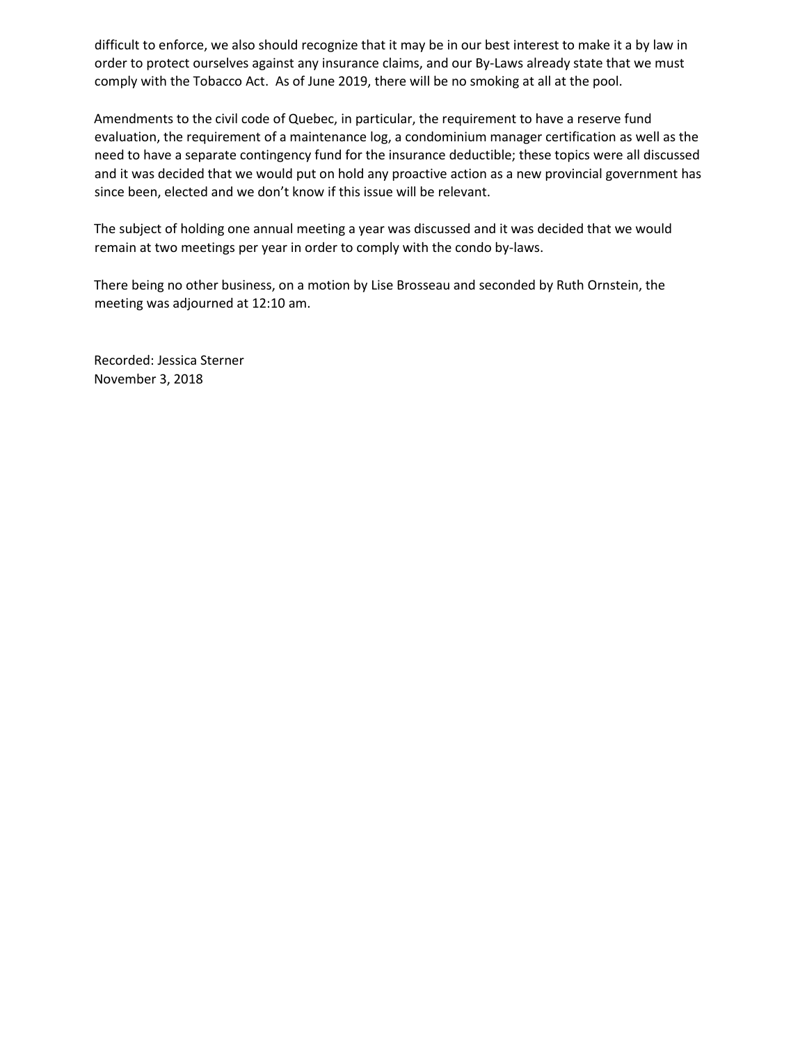difficult to enforce, we also should recognize that it may be in our best interest to make it a by law in order to protect ourselves against any insurance claims, and our By-Laws already state that we must comply with the Tobacco Act. As of June 2019, there will be no smoking at all at the pool.

Amendments to the civil code of Quebec, in particular, the requirement to have a reserve fund evaluation, the requirement of a maintenance log, a condominium manager certification as well as the need to have a separate contingency fund for the insurance deductible; these topics were all discussed and it was decided that we would put on hold any proactive action as a new provincial government has since been, elected and we don't know if this issue will be relevant.

The subject of holding one annual meeting a year was discussed and it was decided that we would remain at two meetings per year in order to comply with the condo by-laws.

There being no other business, on a motion by Lise Brosseau and seconded by Ruth Ornstein, the meeting was adjourned at 12:10 am.

Recorded: Jessica Sterner
November 3, 2018